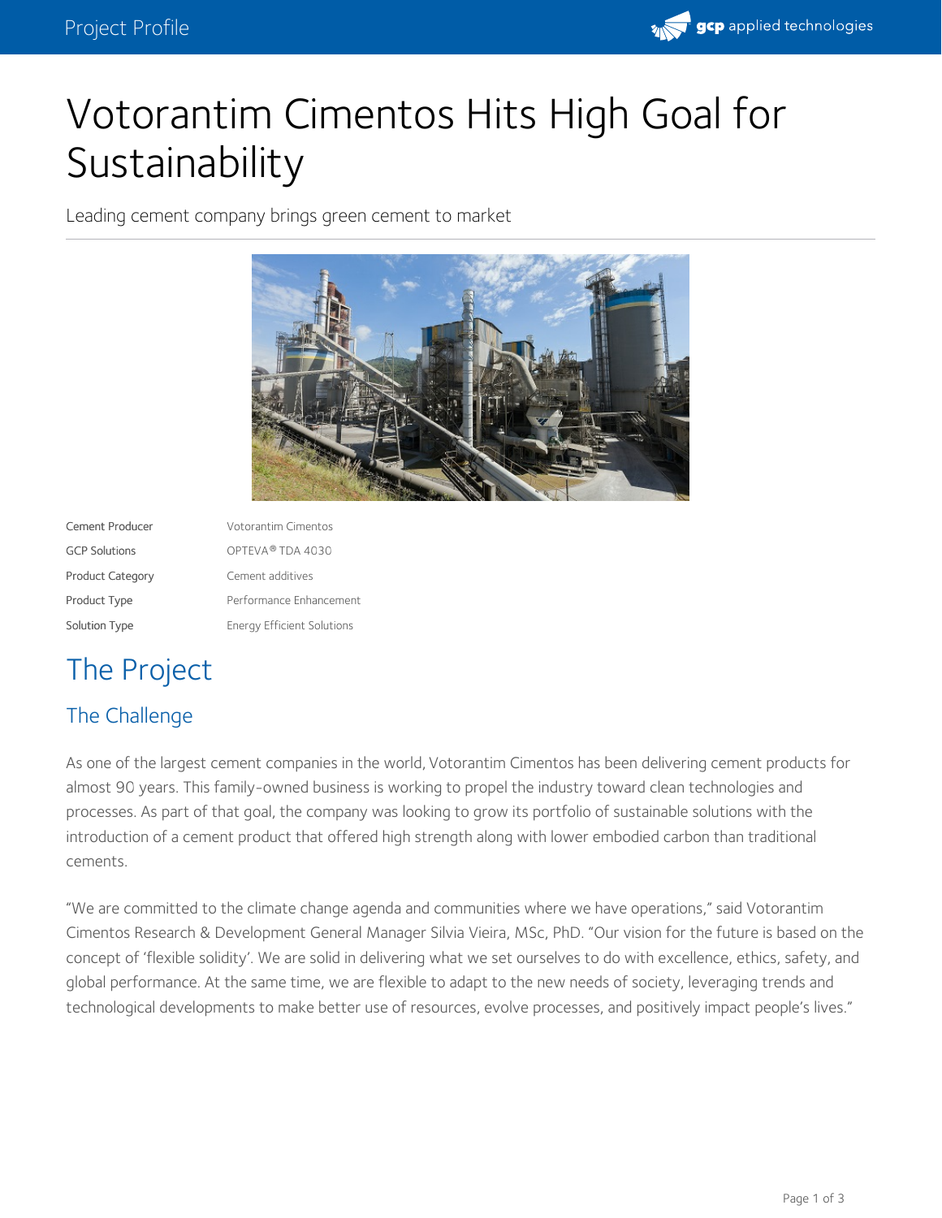# Votorantim Cimentos Hits High Goal for Sustainability

Leading cement company brings green cement to market

| | |
|---|---|
| Cement Producer | Votorantim Cimentos |
| GCP Solutions | OPTEVA® TDA 4030 |
| Product Category | Cement additives |
| Product Type | Performance Enhancement |
| Solution Type | Energy Efficient Solutions |

## The Project

### The Challenge

As one of the largest cement companies in the world, Votorantim Cimentos has been delivering cement products for almost 90 years. This family-owned business is working to propel the industry toward clean technologies and processes. As part of that goal, the company was looking to grow its portfolio of sustainable solutions with the introduction of a cement product that offered high strength along with lower embodied carbon than traditional cements.

"We are committed to the climate change agenda and communities where we have operations," said Votorantim Cimentos Research & Development General Manager Silvia Vieira, MSc, PhD. "Our vision for the future is based on the concept of 'flexible solidity'. We are solid in delivering what we set ourselves to do with excellence, ethics, safety, and global performance. At the same time, we are flexible to adapt to the new needs of society, leveraging trends and technological developments to make better use of resources, evolve processes, and positively impact people's lives."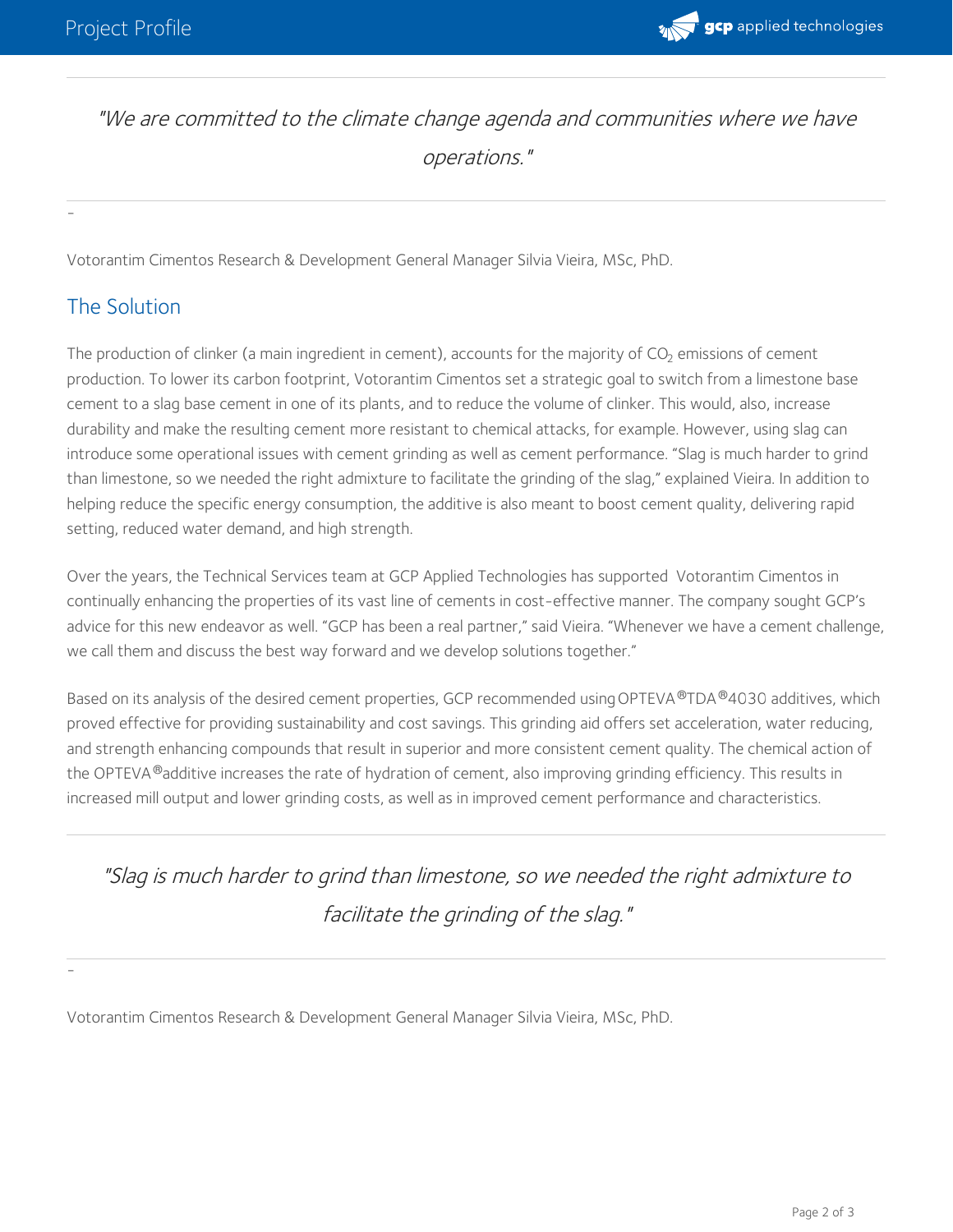> *"We are committed to the climate change agenda and communities where we have operations."*

-

Votorantim Cimentos Research & Development General Manager Silvia Vieira, MSc, PhD.

## The Solution

The production of clinker (a main ingredient in cement), accounts for the majority of $CO_2$ emissions of cement production. To lower its carbon footprint, Votorantim Cimentos set a strategic goal to switch from a limestone base cement to a slag base cement in one of its plants, and to reduce the volume of clinker. This would, also, increase durability and make the resulting cement more resistant to chemical attacks, for example. However, using slag can introduce some operational issues with cement grinding as well as cement performance. "Slag is much harder to grind than limestone, so we needed the right admixture to facilitate the grinding of the slag," explained Vieira. In addition to helping reduce the specific energy consumption, the additive is also meant to boost cement quality, delivering rapid setting, reduced water demand, and high strength.

Over the years, the Technical Services team at GCP Applied Technologies has supported Votorantim Cimentos in continually enhancing the properties of its vast line of cements in cost-effective manner. The company sought GCP's advice for this new endeavor as well. "GCP has been a real partner," said Vieira. "Whenever we have a cement challenge, we call them and discuss the best way forward and we develop solutions together."

Based on its analysis of the desired cement properties, GCP recommended using OPTEVA®TDA®4030 additives, which proved effective for providing sustainability and cost savings. This grinding aid offers set acceleration, water reducing, and strength enhancing compounds that result in superior and more consistent cement quality. The chemical action of the OPTEVA®additive increases the rate of hydration of cement, also improving grinding efficiency. This results in increased mill output and lower grinding costs, as well as in improved cement performance and characteristics.

> *"Slag is much harder to grind than limestone, so we needed the right admixture to facilitate the grinding of the slag."*

-

Votorantim Cimentos Research & Development General Manager Silvia Vieira, MSc, PhD.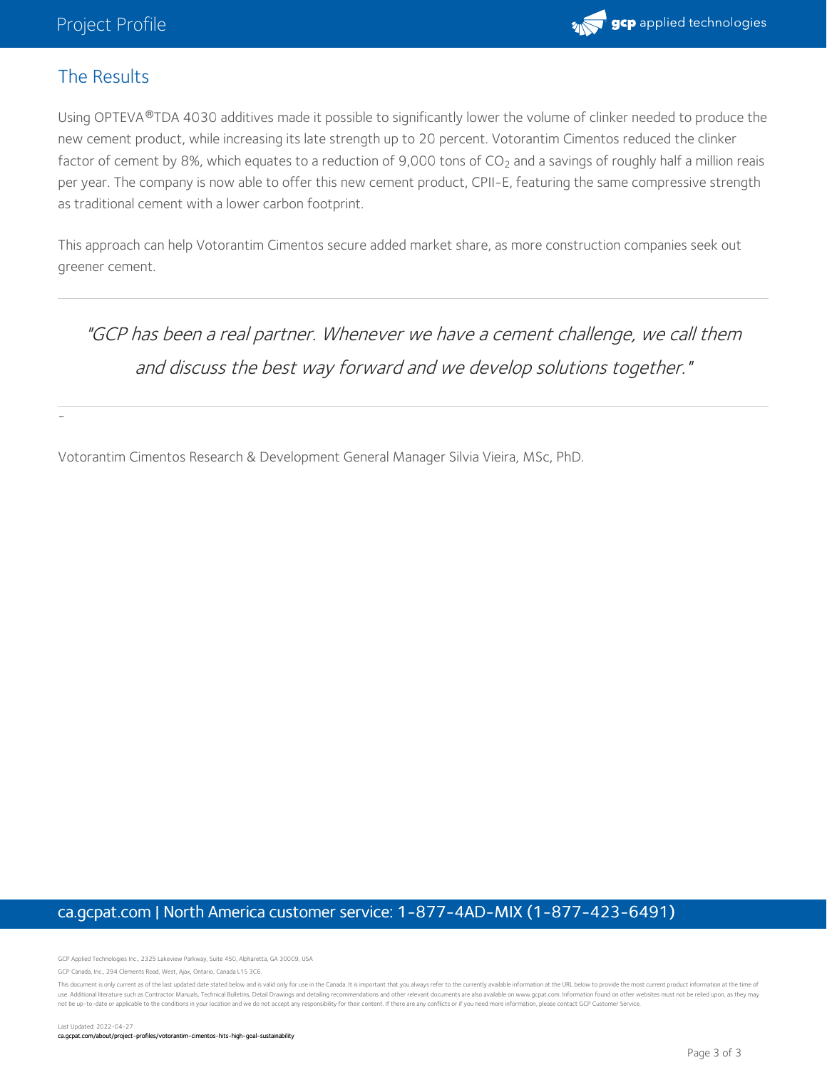## The Results

Using OPTEVA®TDA 4030 additives made it possible to significantly lower the volume of clinker needed to produce the new cement product, while increasing its late strength up to 20 percent. Votorantim Cimentos reduced the clinker factor of cement by 8%, which equates to a reduction of 9,000 tons of $CO_2$ and a savings of roughly half a million reais per year. The company is now able to offer this new cement product, CPII-E, featuring the same compressive strength as traditional cement with a lower carbon footprint.

This approach can help Votorantim Cimentos secure added market share, as more construction companies seek out greener cement.

---

> *"GCP has been a real partner. Whenever we have a cement challenge, we call them and discuss the best way forward and we develop solutions together."*

---

-

Votorantim Cimentos Research & Development General Manager Silvia Vieira, MSc, PhD.

ca.gcpat.com | North America customer service: 1-877-4AD-MIX (1-877-423-6491)

GCP Applied Technologies Inc., 2325 Lakeview Parkway, Suite 450, Alpharetta, GA 30009, USA

GCP Canada, Inc., 294 Clements Road, West, Ajax, Ontario, Canada L1S 3C6.

This document is only current as of the last updated date stated below and is valid only for use in the Canada. It is important that you always refer to the currently available information at the URL below to provide the most current product information at the time of use. Additional literature such as Contractor Manuals, Technical Bulletins, Detail Drawings and detailing recommendations and other relevant documents are also available on www.gcpat.com. Information found on other websites must not be relied upon, as they may not be up-to-date or applicable to the conditions in your location and we do not accept any responsibility for their content. If there are any conflicts or if you need more information, please contact GCP Customer Service.

Last Updated: 2022-04-27

ca.gcpat.com/about/project-profiles/votorantim-cimentos-hits-high-goal-sustainability